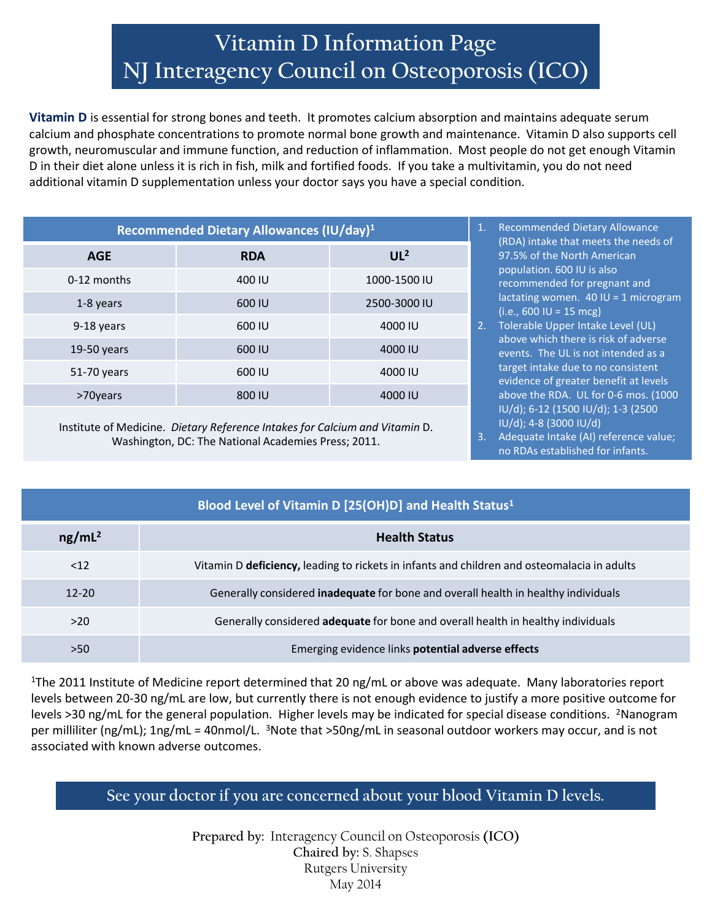# Vitamin D Information Page
# NJ Interagency Council on Osteoporosis (ICO)

**Vitamin D** is essential for strong bones and teeth. It promotes calcium absorption and maintains adequate serum calcium and phosphate concentrations to promote normal bone growth and maintenance. Vitamin D also supports cell growth, neuromuscular and immune function, and reduction of inflammation. Most people do not get enough Vitamin D in their diet alone unless it is rich in fish, milk and fortified foods. If you take a multivitamin, you do not need additional vitamin D supplementation unless your doctor says you have a special condition.

**Recommended Dietary Allowances (IU/day)[1]**

| AGE | RDA | UL[2] |
|---|---|---|
| 0-12 months | 400 IU | 1000-1500 IU |
| 1-8 years | 600 IU | 2500-3000 IU |
| 9-18 years | 600 IU | 4000 IU |
| 19-50 years | 600 IU | 4000 IU |
| 51-70 years | 600 IU | 4000 IU |
| >70years | 800 IU | 4000 IU |

Institute of Medicine. *Dietary Reference Intakes for Calcium and Vitamin* D. Washington, DC: The National Academies Press; 2011.

1. Recommended Dietary Allowance (RDA) intake that meets the needs of 97.5% of the North American population. 600 IU is also recommended for pregnant and lactating women. 40 IU = 1 microgram (i.e., 600 IU = 15 mcg)
2. Tolerable Upper Intake Level (UL) above which there is risk of adverse events. The UL is not intended as a target intake due to no consistent evidence of greater benefit at levels above the RDA. UL for 0-6 mos. (1000 IU/d); 6-12 (1500 IU/d); 1-3 (2500 IU/d); 4-8 (3000 IU/d)
3. Adequate Intake (AI) reference value; no RDAs established for infants.

**Blood Level of Vitamin D [25(OH)D] and Health Status[1]**

| ng/mL[2] | Health Status |
|---|---|
| <12 | Vitamin D **deficiency,** leading to rickets in infants and children and osteomalacia in adults |
| 12-20 | Generally considered **inadequate** for bone and overall health in healthy individuals |
| >20 | Generally considered **adequate** for bone and overall health in healthy individuals |
| >50 | Emerging evidence links **potential adverse effects** |

[1]The 2011 Institute of Medicine report determined that 20 ng/mL or above was adequate. Many laboratories report levels between 20-30 ng/mL are low, but currently there is not enough evidence to justify a more positive outcome for levels >30 ng/mL for the general population. Higher levels may be indicated for special disease conditions. [2]Nanogram per milliliter (ng/mL); 1ng/mL = 40nmol/L. [3]Note that >50ng/mL in seasonal outdoor workers may occur, and is not associated with known adverse outcomes.

**See your doctor if you are concerned about your blood Vitamin D levels.**

**Prepared by:** Interagency Council on Osteoporosis **(ICO)**
**Chaired by:** S. Shapses
Rutgers University
May 2014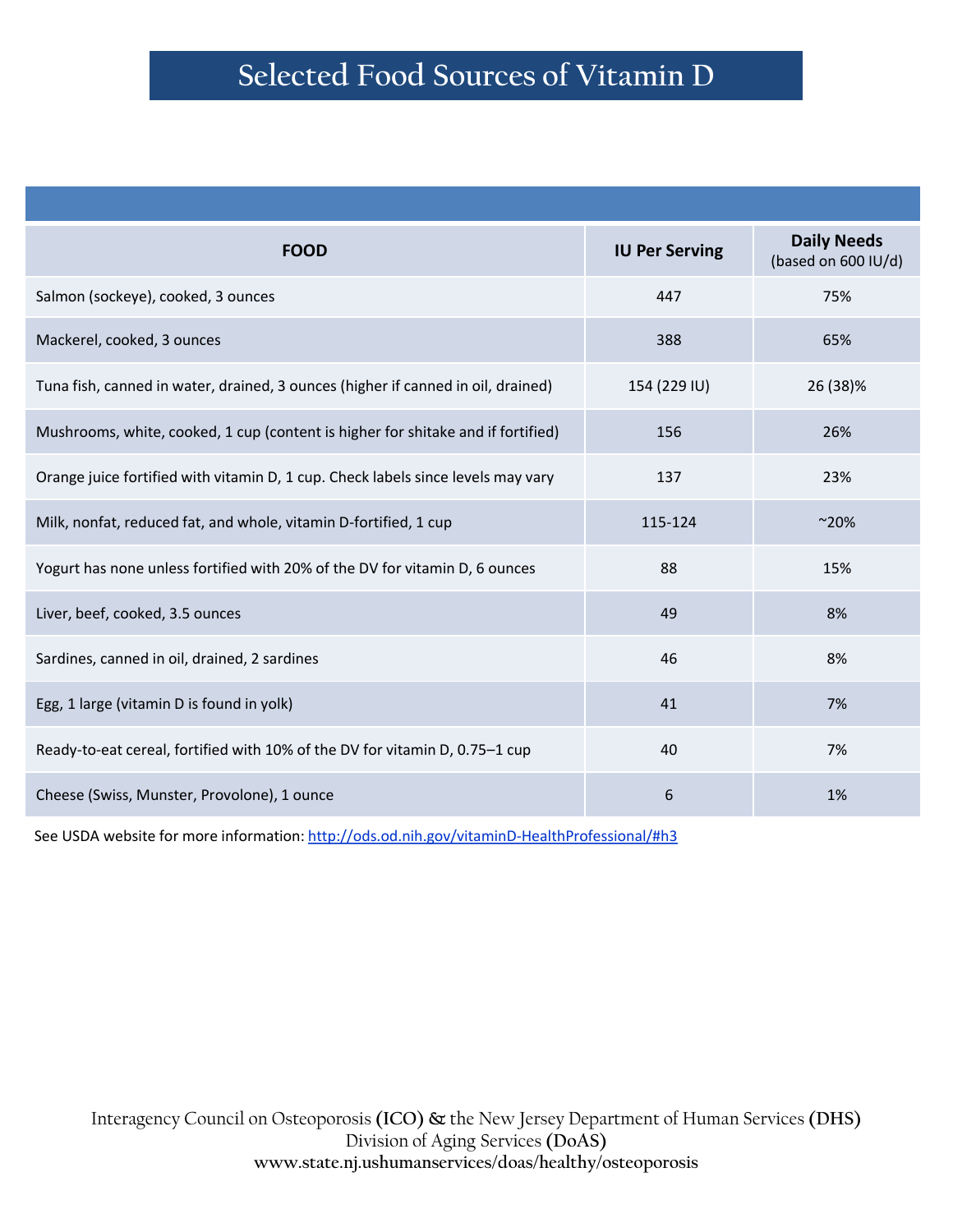# Selected Food Sources of Vitamin D

| FOOD | IU Per Serving | Daily Needs (based on 600 IU/d) |
| --- | --- | --- |
| Salmon (sockeye), cooked, 3 ounces | 447 | 75% |
| Mackerel, cooked, 3 ounces | 388 | 65% |
| Tuna fish, canned in water, drained, 3 ounces (higher if canned in oil, drained) | 154 (229 IU) | 26 (38)% |
| Mushrooms, white, cooked, 1 cup (content is higher for shitake and if fortified) | 156 | 26% |
| Orange juice fortified with vitamin D, 1 cup. Check labels since levels may vary | 137 | 23% |
| Milk, nonfat, reduced fat, and whole, vitamin D-fortified, 1 cup | 115-124 | ~20% |
| Yogurt has none unless fortified with 20% of the DV for vitamin D, 6 ounces | 88 | 15% |
| Liver, beef, cooked, 3.5 ounces | 49 | 8% |
| Sardines, canned in oil, drained, 2 sardines | 46 | 8% |
| Egg, 1 large (vitamin D is found in yolk) | 41 | 7% |
| Ready-to-eat cereal, fortified with 10% of the DV for vitamin D, 0.75–1 cup | 40 | 7% |
| Cheese (Swiss, Munster, Provolone), 1 ounce | 6 | 1% |

See USDA website for more information: [http://ods.od.nih.gov/vitaminD-HealthProfessional/#h3](http://ods.od.nih.gov/vitaminD-HealthProfessional/#h3)

Interagency Council on Osteoporosis **(ICO)** & the New Jersey Department of Human Services **(DHS)**
Division of Aging Services **(DoAS)**
**www.state.nj.ushumanservices/doas/healthy/osteoporosis**